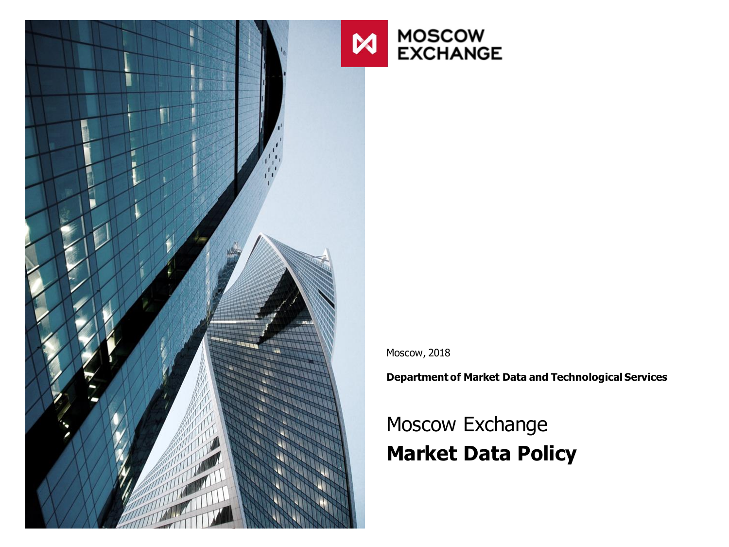MOSCOW EXCHANGE

Moscow, 2018

**Department of Market Data and Technological Services**

# Moscow Exchange **Market Data Policy**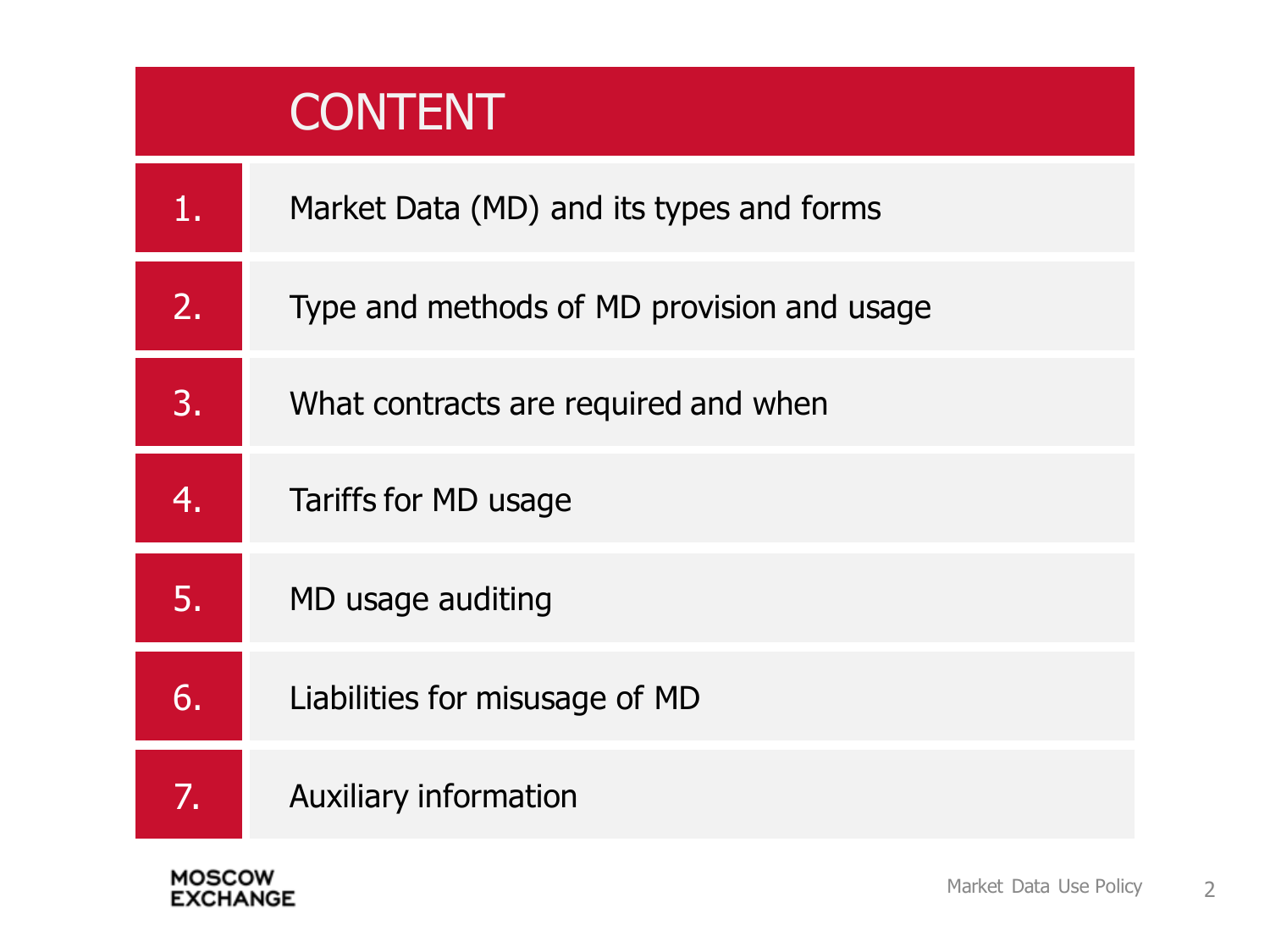# CONTENT

1. Market Data (MD) and its types and forms
2. Type and methods of MD provision and usage
3. What contracts are required and when
4. Tariffs for MD usage
5. MD usage auditing
6. Liabilities for misusage of MD
7. Auxiliary information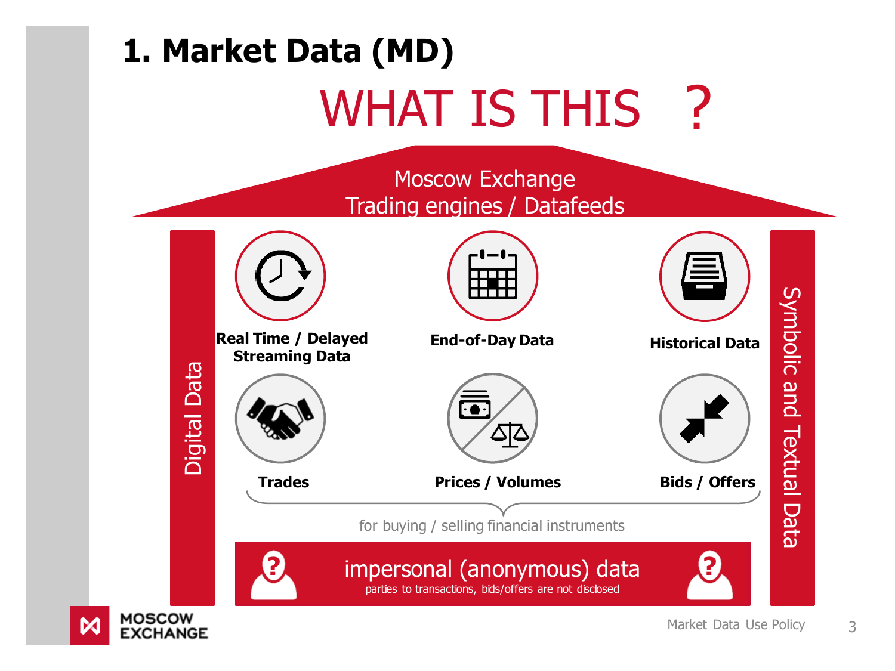# 1. Market Data (MD)

## WHAT IS THIS ?

Moscow Exchange
Trading engines / Datafeeds

Digital Data

Real Time / Delayed Streaming Data

End-of-Day Data

Historical Data

Trades

Prices / Volumes

Bids / Offers

for buying / selling financial instruments

impersonal (anonymous) data
parties to transactions, bids/offers are not disclosed

Symbolic and Textual Data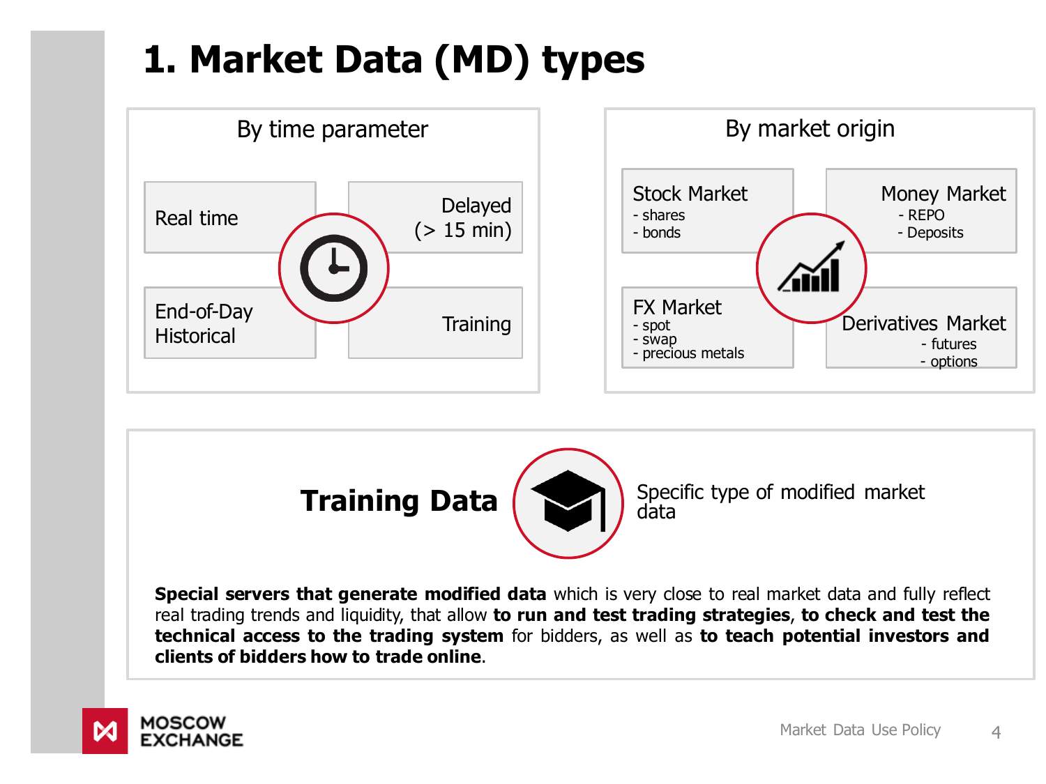# 1. Market Data (MD) types

## By time parameter

- Real time
- Delayed (> 15 min)
- End-of-Day Historical
- Training

## By market origin

**Stock Market**
- shares
- bonds

**Money Market**
- REPO
- Deposits

**FX Market**
- spot
- swap
- precious metals

**Derivatives Market**
- futures
- options

## Training Data

Specific type of modified market data

**Special servers that generate modified data** which is very close to real market data and fully reflect real trading trends and liquidity, that allow **to run and test trading strategies**, **to check and test the technical access to the trading system** for bidders, as well as **to teach potential investors and clients of bidders how to trade online**.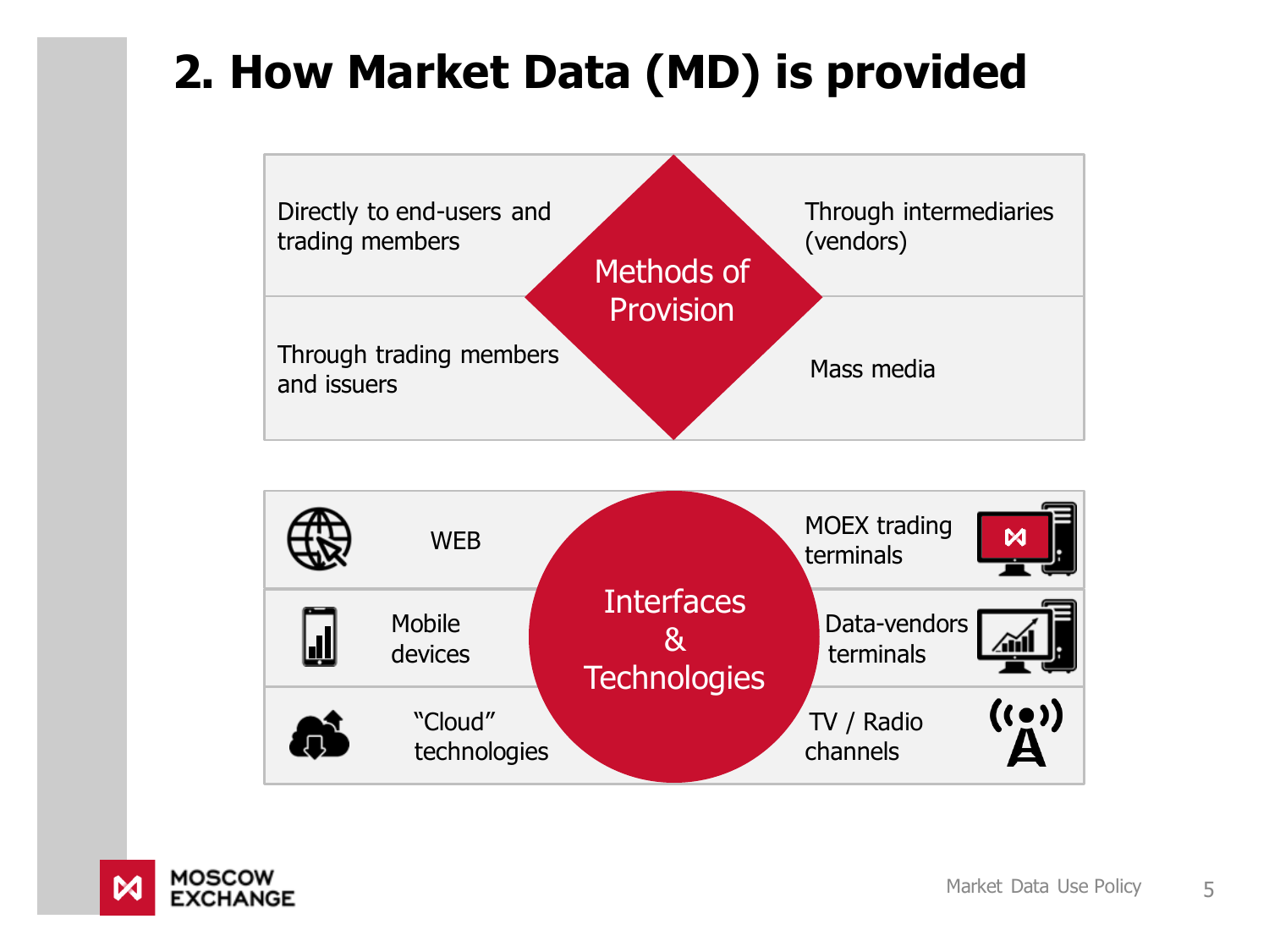# 2. How Market Data (MD) is provided

**Methods of Provision**

- Directly to end-users and trading members
- Through intermediaries (vendors)
- Through trading members and issuers
- Mass media

**Interfaces & Technologies**

- WEB
- MOEX trading terminals
- Mobile devices
- Data-vendors terminals
- "Cloud" technologies
- TV / Radio channels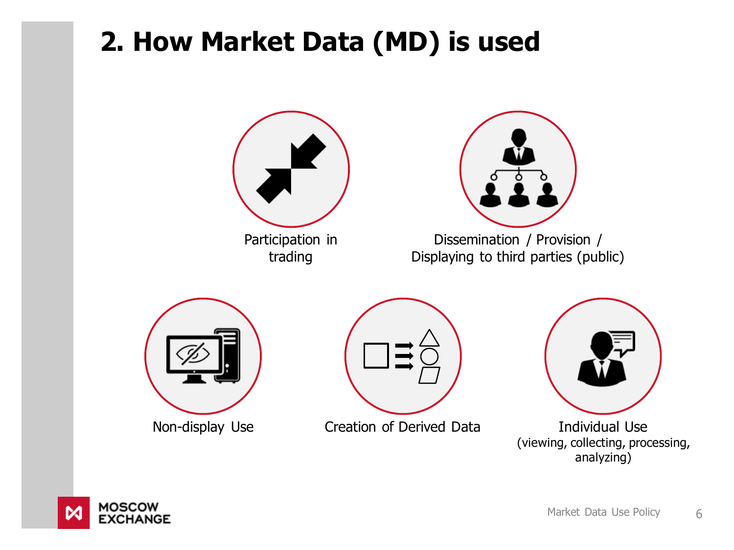# 2. How Market Data (MD) is used

- Participation in trading
- Dissemination / Provision / Displaying to third parties (public)
- Non-display Use
- Creation of Derived Data
- Individual Use (viewing, collecting, processing, analyzing)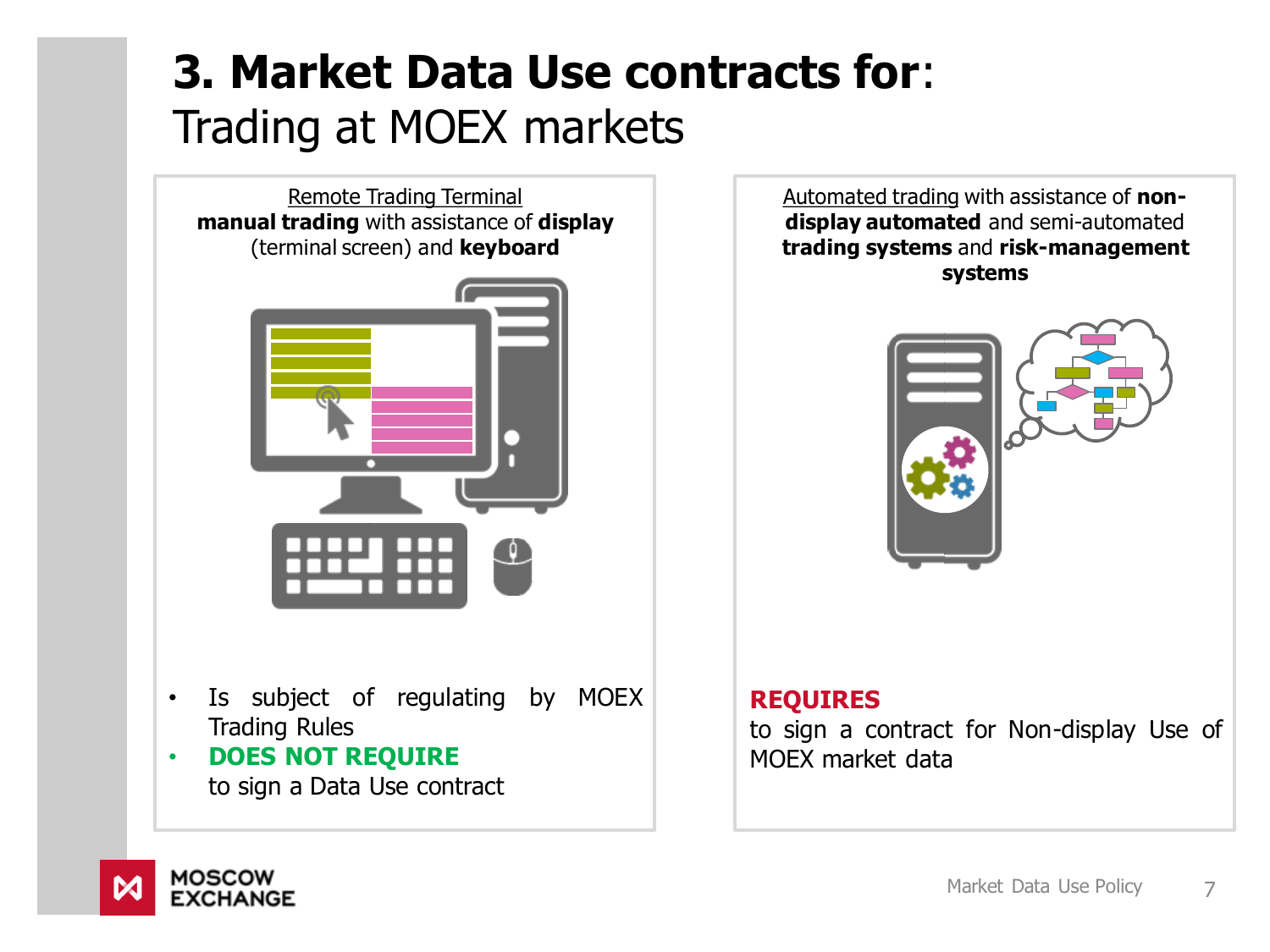# **3. Market Data Use contracts for**: Trading at MOEX markets

Remote Trading Terminal
**manual trading** with assistance of **display** (terminal screen) and **keyboard**

- Is subject of regulating by MOEX Trading Rules
- **DOES NOT REQUIRE** to sign a Data Use contract

Automated trading with assistance of **non-display automated** and semi-automated **trading systems** and **risk-management systems**

**REQUIRES**
to sign a contract for Non-display Use of MOEX market data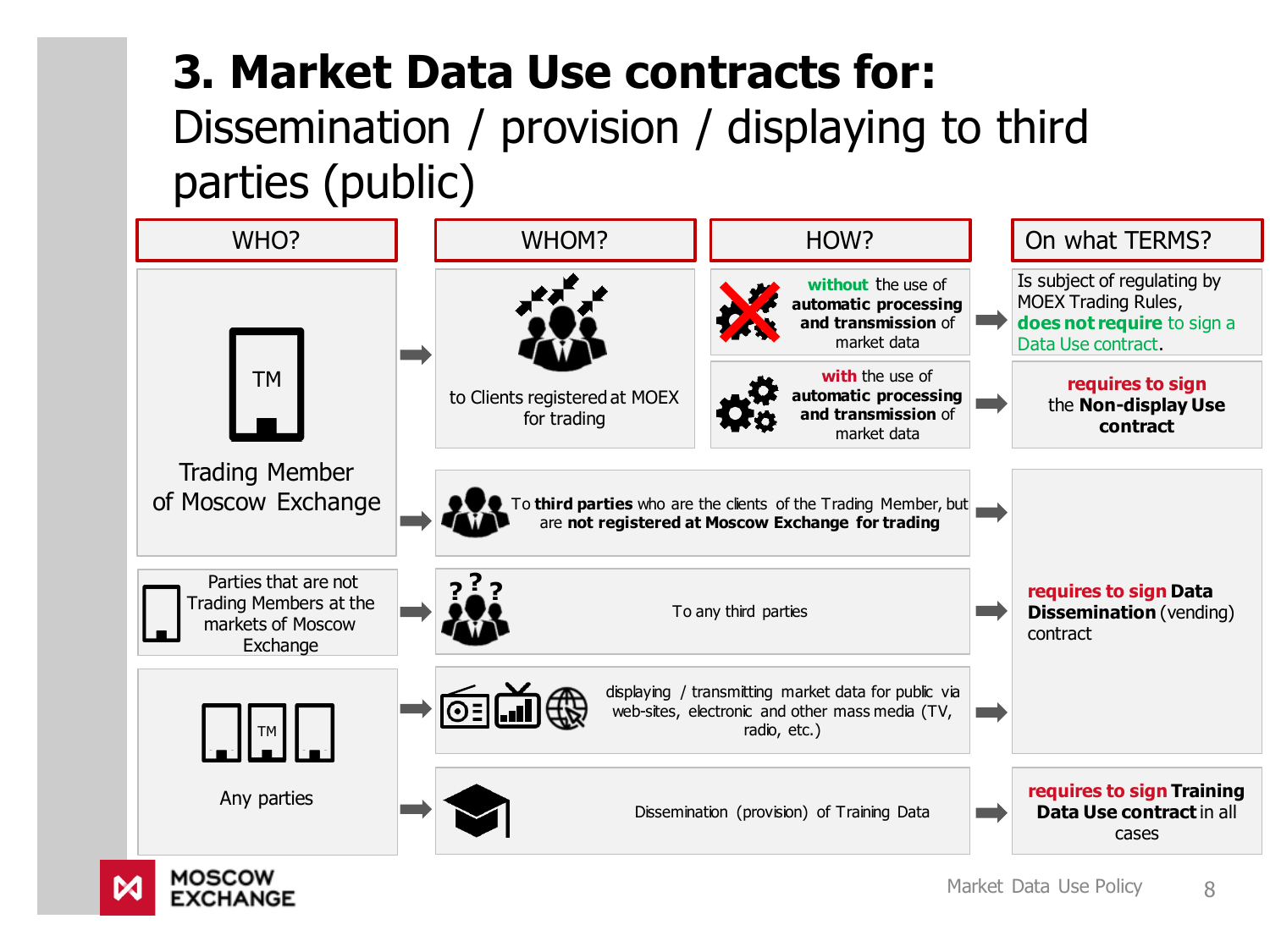# 3. Market Data Use contracts for:

## Dissemination / provision / displaying to third parties (public)

| WHO? | WHOM? | HOW? | On what TERMS? |
|---|---|---|---|
| Trading Member of Moscow Exchange | to Clients registered at MOEX for trading | **without** the use of **automatic processing and transmission** of market data | Is subject of regulating by MOEX Trading Rules, **does not require** to sign a Data Use contract. |
| | | **with** the use of **automatic processing and transmission** of market data | **requires to sign** the **Non-display Use contract** |
| | To **third parties** who are the clients of the Trading Member, but are **not registered at Moscow Exchange for trading** | | **requires to sign Data Dissemination** (vending) contract |
| Parties that are not Trading Members at the markets of Moscow Exchange | To any third parties | | |
| Any parties | displaying / transmitting market data for public via web-sites, electronic and other mass media (TV, radio, etc.) | | |
| | Dissemination (provision) of Training Data | | **requires to sign Training Data Use contract** in all cases |

Market Data Use Policy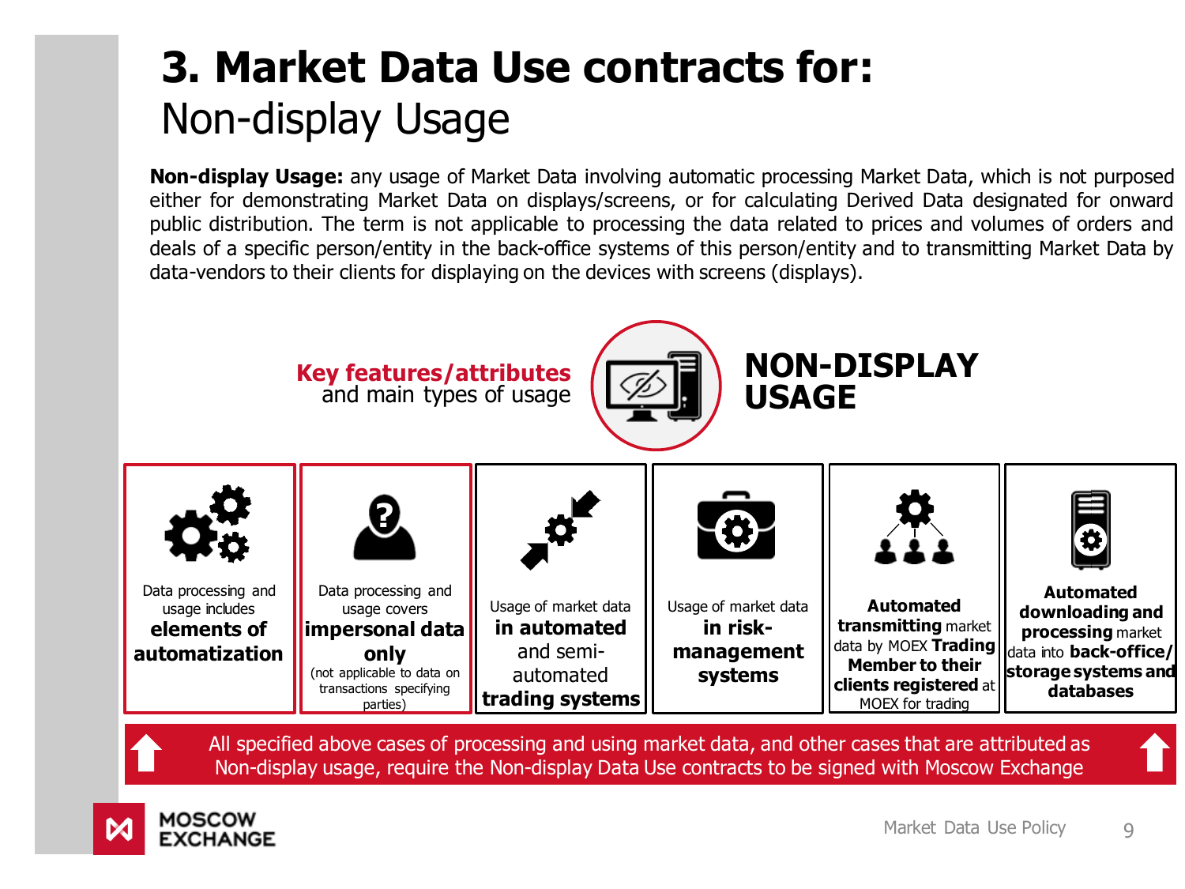# 3. Market Data Use contracts for: Non-display Usage

**Non-display Usage:** any usage of Market Data involving automatic processing Market Data, which is not purposed either for demonstrating Market Data on displays/screens, or for calculating Derived Data designated for onward public distribution. The term is not applicable to processing the data related to prices and volumes of orders and deals of a specific person/entity in the back-office systems of this person/entity and to transmitting Market Data by data-vendors to their clients for displaying on the devices with screens (displays).

**Key features/attributes** and main types of usage

## NON-DISPLAY USAGE

- Data processing and usage includes **elements of automatization**
- Data processing and usage covers **impersonal data only** (not applicable to data on transactions specifying parties)
- Usage of market data **in automated** and semi-automated **trading systems**
- Usage of market data **in risk-management systems**
- **Automated transmitting** market data by MOEX **Trading Member to their clients registered** at MOEX for trading
- **Automated downloading and processing** market data into **back-office/ storage systems and databases**

All specified above cases of processing and using market data, and other cases that are attributed as Non-display usage, require the Non-display Data Use contracts to be signed with Moscow Exchange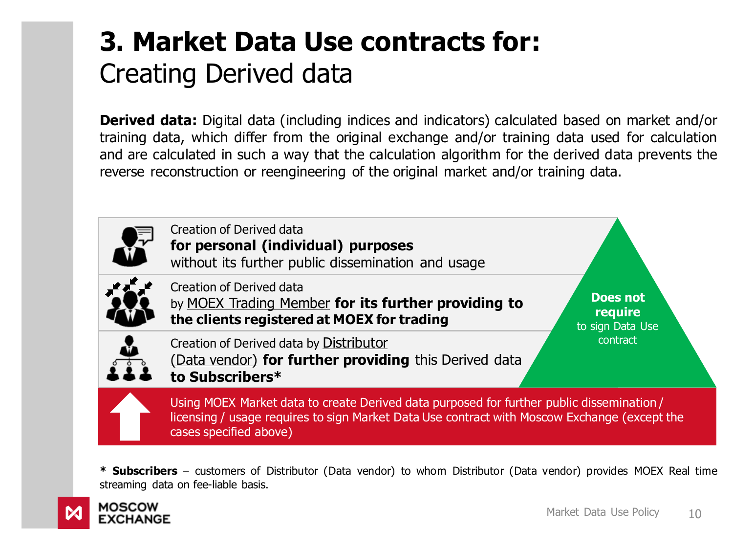# 3. Market Data Use contracts for:
## Creating Derived data

**Derived data:** Digital data (including indices and indicators) calculated based on market and/or training data, which differ from the original exchange and/or training data used for calculation and are calculated in such a way that the calculation algorithm for the derived data prevents the reverse reconstruction or reengineering of the original market and/or training data.

Creation of Derived data **for personal (individual) purposes** without its further public dissemination and usage

Creation of Derived data by MOEX Trading Member **for its further providing to the clients registered at MOEX for trading**

Creation of Derived data by Distributor (Data vendor) **for further providing** this Derived data **to Subscribers***

**Does not require** to sign Data Use contract

Using MOEX Market data to create Derived data purposed for further public dissemination / licensing / usage requires to sign Market Data Use contract with Moscow Exchange (except the cases specified above)

\* **Subscribers** – customers of Distributor (Data vendor) to whom Distributor (Data vendor) provides MOEX Real time streaming data on fee-liable basis.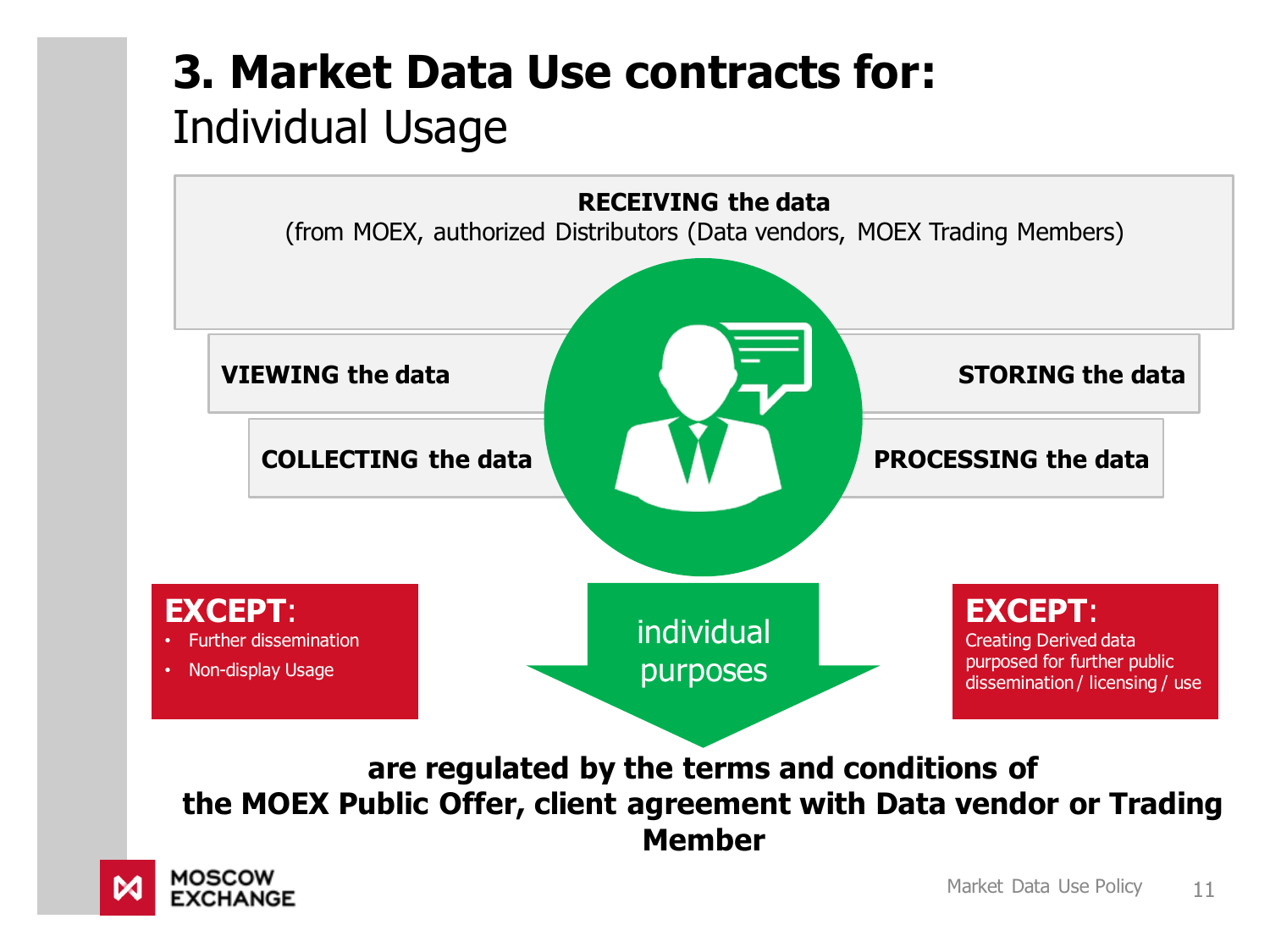# 3. Market Data Use contracts for:
## Individual Usage

**RECEIVING the data**
(from MOEX, authorized Distributors (Data vendors, MOEX Trading Members)

**VIEWING the data**

**STORING the data**

**COLLECTING the data**

**PROCESSING the data**

individual purposes

**EXCEPT:**
- Further dissemination
- Non-display Usage

**EXCEPT:**
Creating Derived data purposed for further public dissemination / licensing / use

**are regulated by the terms and conditions of the MOEX Public Offer, client agreement with Data vendor or Trading Member**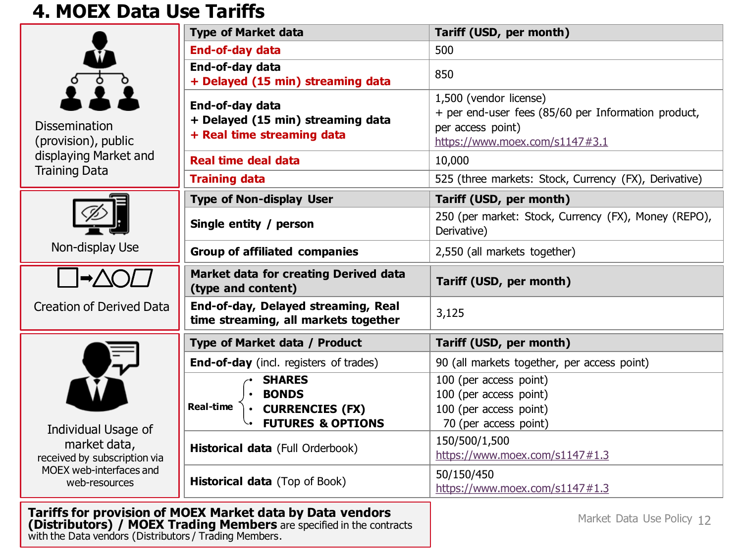# 4. MOEX Data Use Tariffs

**Dissemination (provision), public displaying Market and Training Data**

| Type of Market data | Tariff (USD, per month) |
|---|---|
| **End-of-day data** | 500 |
| **End-of-day data**<br>**+ Delayed (15 min) streaming data** | 850 |
| **End-of-day data**<br>**+ Delayed (15 min) streaming data**<br>**+ Real time streaming data** | 1,500 (vendor license)<br>+ per end-user fees (85/60 per Information product, per access point)<br>https://www.moex.com/s1147#3.1 |
| **Real time deal data** | 10,000 |
| **Training data** | 525 (three markets: Stock, Currency (FX), Derivative) |

**Non-display Use**

| Type of Non-display User | Tariff (USD, per month) |
|---|---|
| **Single entity / person** | 250 (per market: Stock, Currency (FX), Money (REPO), Derivative) |
| **Group of affiliated companies** | 2,550 (all markets together) |

**Creation of Derived Data**

| Market data for creating Derived data (type and content) | Tariff (USD, per month) |
|---|---|
| **End-of-day, Delayed streaming, Real time streaming, all markets together** | 3,125 |

**Individual Usage of market data,** received by subscription via MOEX web-interfaces and web-resources

| Type of Market data / Product | Tariff (USD, per month) |
|---|---|
| **End-of-day** (incl. registers of trades) | 90 (all markets together, per access point) |
| **Real-time** • **SHARES** | 100 (per access point) |
| **Real-time** • **BONDS** | 100 (per access point) |
| **Real-time** • **CURRENCIES (FX)** | 100 (per access point) |
| **Real-time** • **FUTURES & OPTIONS** | 70 (per access point) |
| **Historical data** (Full Orderbook) | 150/500/1,500<br>https://www.moex.com/s1147#1.3 |
| **Historical data** (Top of Book) | 50/150/450<br>https://www.moex.com/s1147#1.3 |

**Tariffs for provision of MOEX Market data by Data vendors (Distributors) / MOEX Trading Members** are specified in the contracts with the Data vendors (Distributors / Trading Members.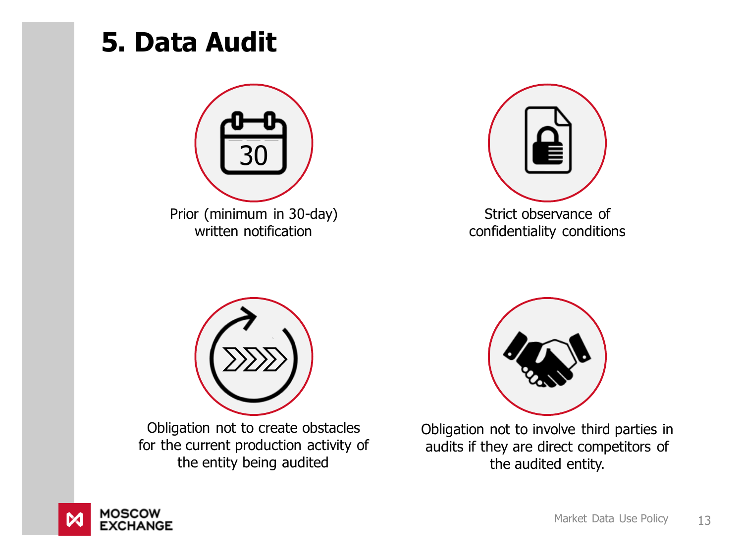# 5. Data Audit

Prior (minimum in 30-day) written notification

Strict observance of confidentiality conditions

Obligation not to create obstacles for the current production activity of the entity being audited

Obligation not to involve third parties in audits if they are direct competitors of the audited entity.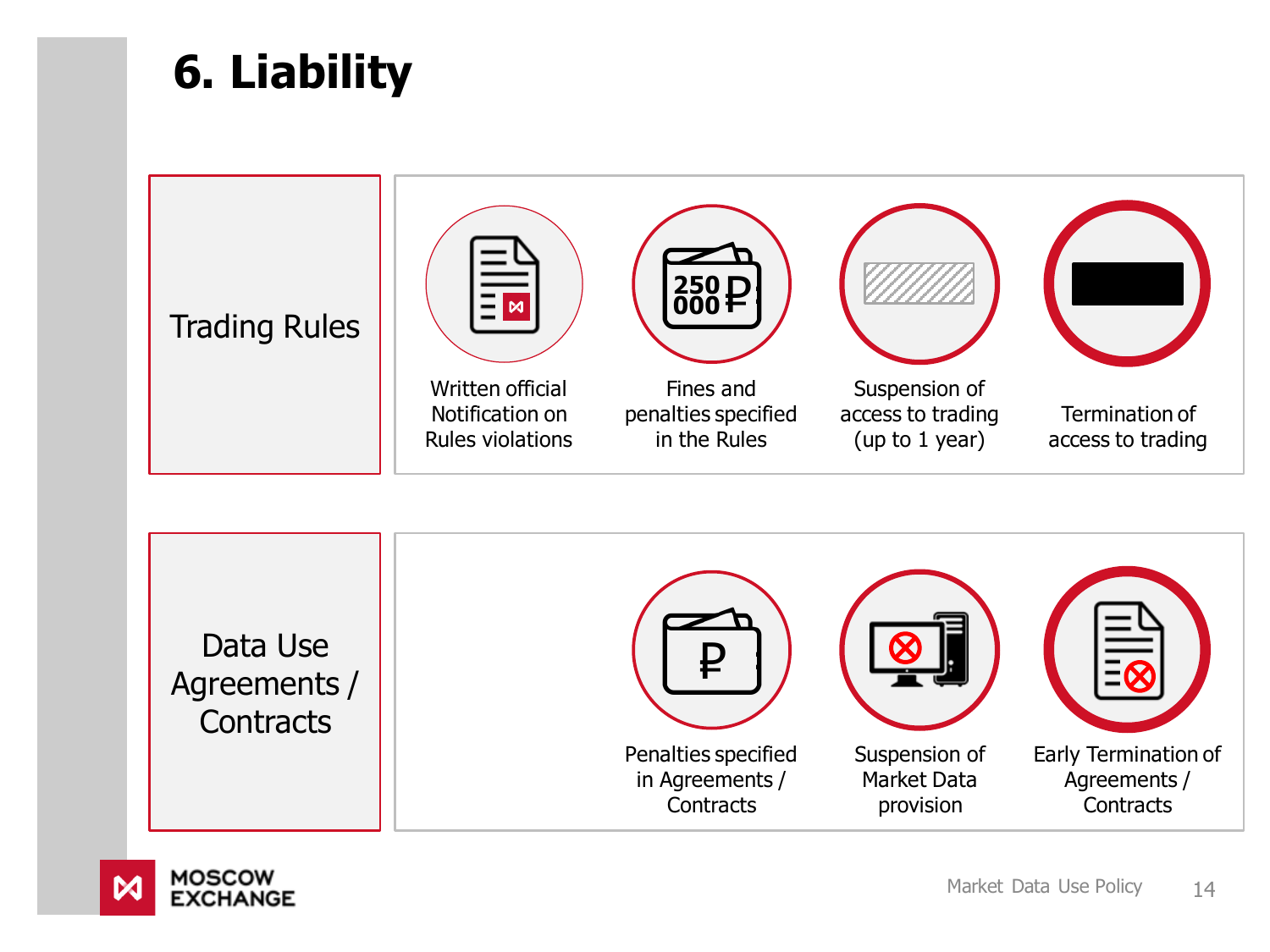# 6. Liability

## Trading Rules

- Written official Notification on Rules violations
- Fines and penalties specified in the Rules
- Suspension of access to trading (up to 1 year)
- Termination of access to trading

## Data Use Agreements / Contracts

- Penalties specified in Agreements / Contracts
- Suspension of Market Data provision
- Early Termination of Agreements / Contracts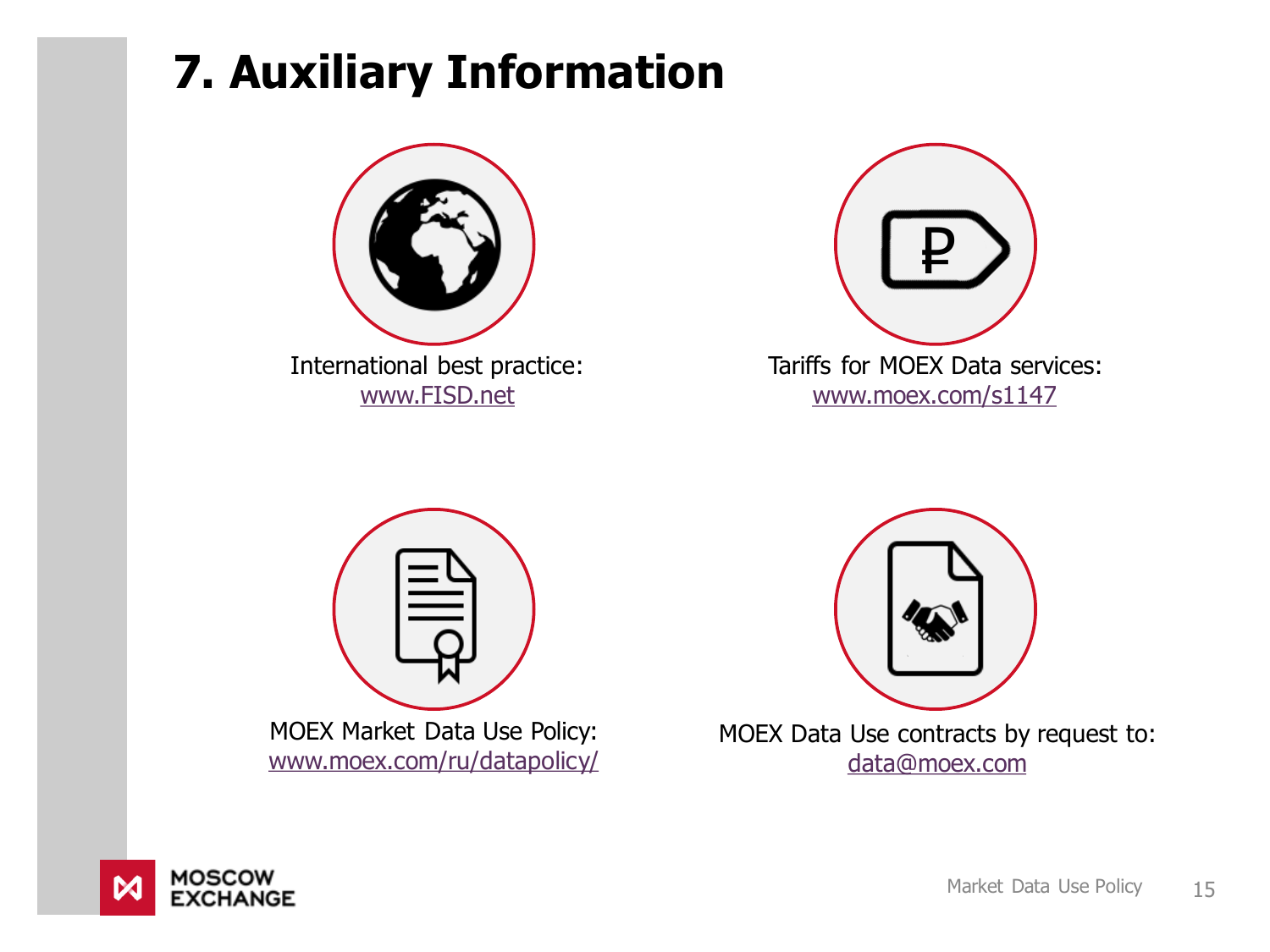# 7. Auxiliary Information

International best practice:
www.FISD.net

Tariffs for MOEX Data services:
www.moex.com/s1147

MOEX Market Data Use Policy:
www.moex.com/ru/datapolicy/

MOEX Data Use contracts by request to:
data@moex.com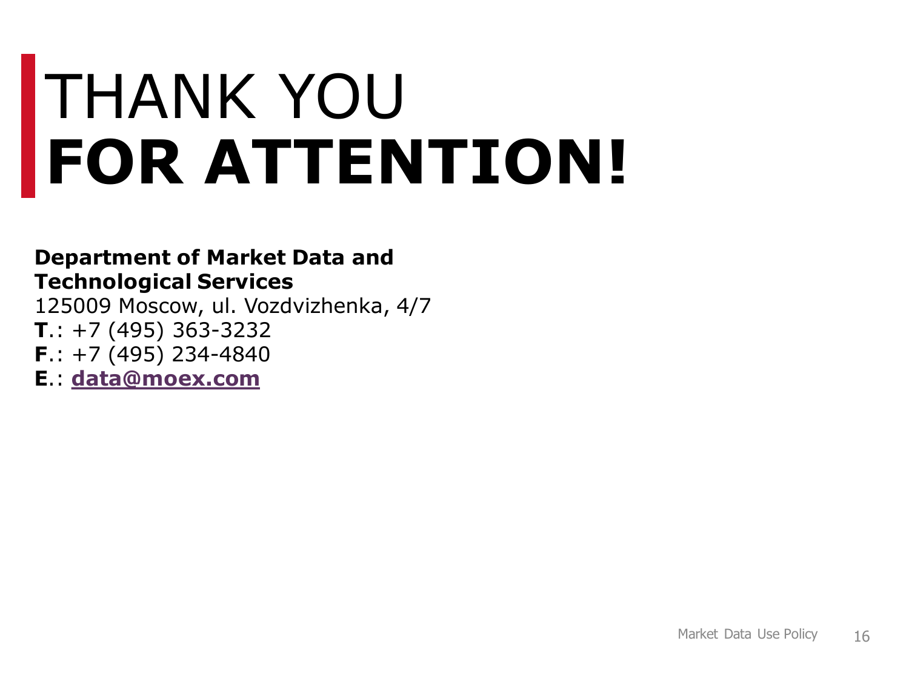# THANK YOU **FOR ATTENTION!**

**Department of Market Data and Technological Services**
125009 Moscow, ul. Vozdvizhenka, 4/7
**T**.: +7 (495) 363-3232
**F**.: +7 (495) 234-4840
**E**.: **data@moex.com**